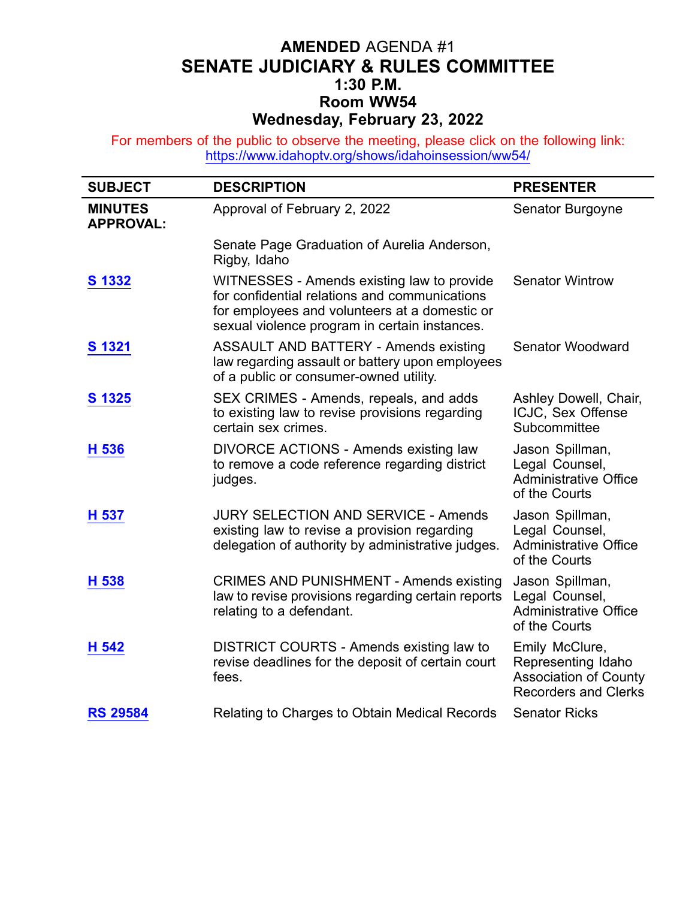# **AMENDED** AGENDA #1
# SENATE JUDICIARY & RULES COMMITTEE
## 1:30 P.M.
## Room WW54
## Wednesday, February 23, 2022

For members of the public to observe the meeting, please click on the following link: https://www.idahoptv.org/shows/idahoinsession/ww54/

| SUBJECT | DESCRIPTION | PRESENTER |
|---|---|---|
| **MINUTES APPROVAL:** | Approval of February 2, 2022 | Senator Burgoyne |
| | Senate Page Graduation of Aurelia Anderson, Rigby, Idaho | |
| **S 1332** | WITNESSES - Amends existing law to provide for confidential relations and communications for employees and volunteers at a domestic or sexual violence program in certain instances. | Senator Wintrow |
| **S 1321** | ASSAULT AND BATTERY - Amends existing law regarding assault or battery upon employees of a public or consumer-owned utility. | Senator Woodward |
| **S 1325** | SEX CRIMES - Amends, repeals, and adds to existing law to revise provisions regarding certain sex crimes. | Ashley Dowell, Chair, ICJC, Sex Offense Subcommittee |
| **H 536** | DIVORCE ACTIONS - Amends existing law to remove a code reference regarding district judges. | Jason Spillman, Legal Counsel, Administrative Office of the Courts |
| **H 537** | JURY SELECTION AND SERVICE - Amends existing law to revise a provision regarding delegation of authority by administrative judges. | Jason Spillman, Legal Counsel, Administrative Office of the Courts |
| **H 538** | CRIMES AND PUNISHMENT - Amends existing law to revise provisions regarding certain reports relating to a defendant. | Jason Spillman, Legal Counsel, Administrative Office of the Courts |
| **H 542** | DISTRICT COURTS - Amends existing law to revise deadlines for the deposit of certain court fees. | Emily McClure, Representing Idaho Association of County Recorders and Clerks |
| **RS 29584** | Relating to Charges to Obtain Medical Records | Senator Ricks |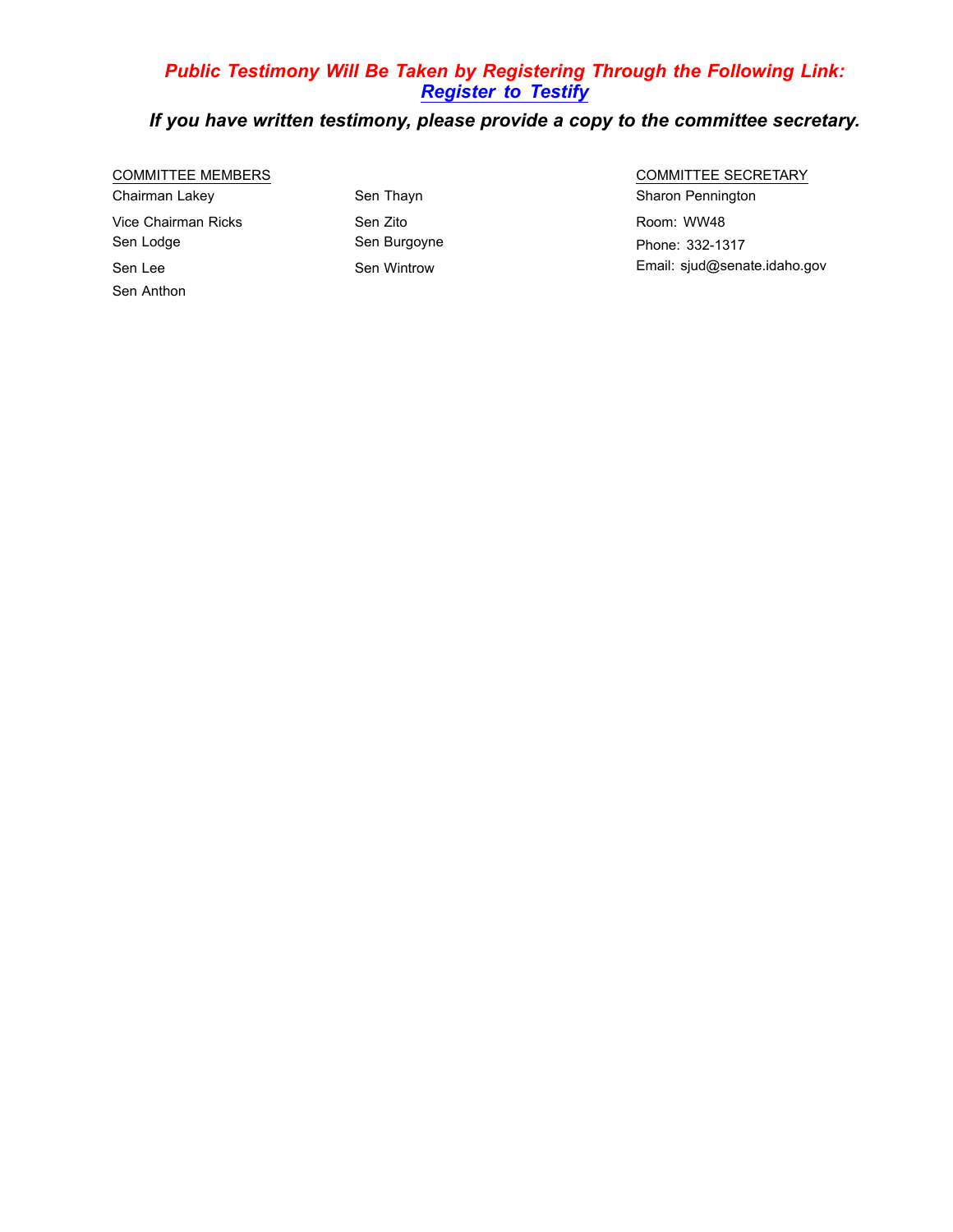***Public Testimony Will Be Taken by Registering Through the Following Link:***
***Register to Testify***

***If you have written testimony, please provide a copy to the committee secretary.***

COMMITTEE MEMBERS

Chairman Lakey

Vice Chairman Ricks

Sen Lodge

Sen Lee

Sen Anthon

Sen Thayn

Sen Zito

Sen Burgoyne

Sen Wintrow

COMMITTEE SECRETARY

Sharon Pennington

Room: WW48

Phone: 332-1317

Email: sjud@senate.idaho.gov